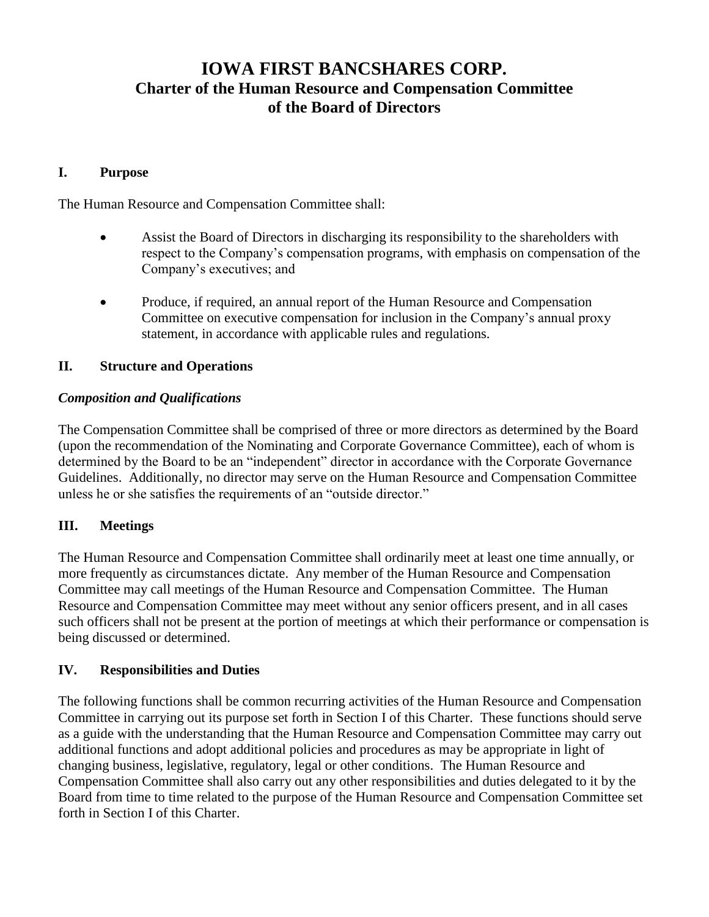# IOWA FIRST BANCSHARES CORP.
## Charter of the Human Resource and Compensation Committee of the Board of Directors

### I. Purpose

The Human Resource and Compensation Committee shall:

- Assist the Board of Directors in discharging its responsibility to the shareholders with respect to the Company's compensation programs, with emphasis on compensation of the Company's executives; and

- Produce, if required, an annual report of the Human Resource and Compensation Committee on executive compensation for inclusion in the Company's annual proxy statement, in accordance with applicable rules and regulations.

### II. Structure and Operations

***Composition and Qualifications***

The Compensation Committee shall be comprised of three or more directors as determined by the Board (upon the recommendation of the Nominating and Corporate Governance Committee), each of whom is determined by the Board to be an "independent" director in accordance with the Corporate Governance Guidelines. Additionally, no director may serve on the Human Resource and Compensation Committee unless he or she satisfies the requirements of an "outside director."

### III. Meetings

The Human Resource and Compensation Committee shall ordinarily meet at least one time annually, or more frequently as circumstances dictate. Any member of the Human Resource and Compensation Committee may call meetings of the Human Resource and Compensation Committee. The Human Resource and Compensation Committee may meet without any senior officers present, and in all cases such officers shall not be present at the portion of meetings at which their performance or compensation is being discussed or determined.

### IV. Responsibilities and Duties

The following functions shall be common recurring activities of the Human Resource and Compensation Committee in carrying out its purpose set forth in Section I of this Charter. These functions should serve as a guide with the understanding that the Human Resource and Compensation Committee may carry out additional functions and adopt additional policies and procedures as may be appropriate in light of changing business, legislative, regulatory, legal or other conditions. The Human Resource and Compensation Committee shall also carry out any other responsibilities and duties delegated to it by the Board from time to time related to the purpose of the Human Resource and Compensation Committee set forth in Section I of this Charter.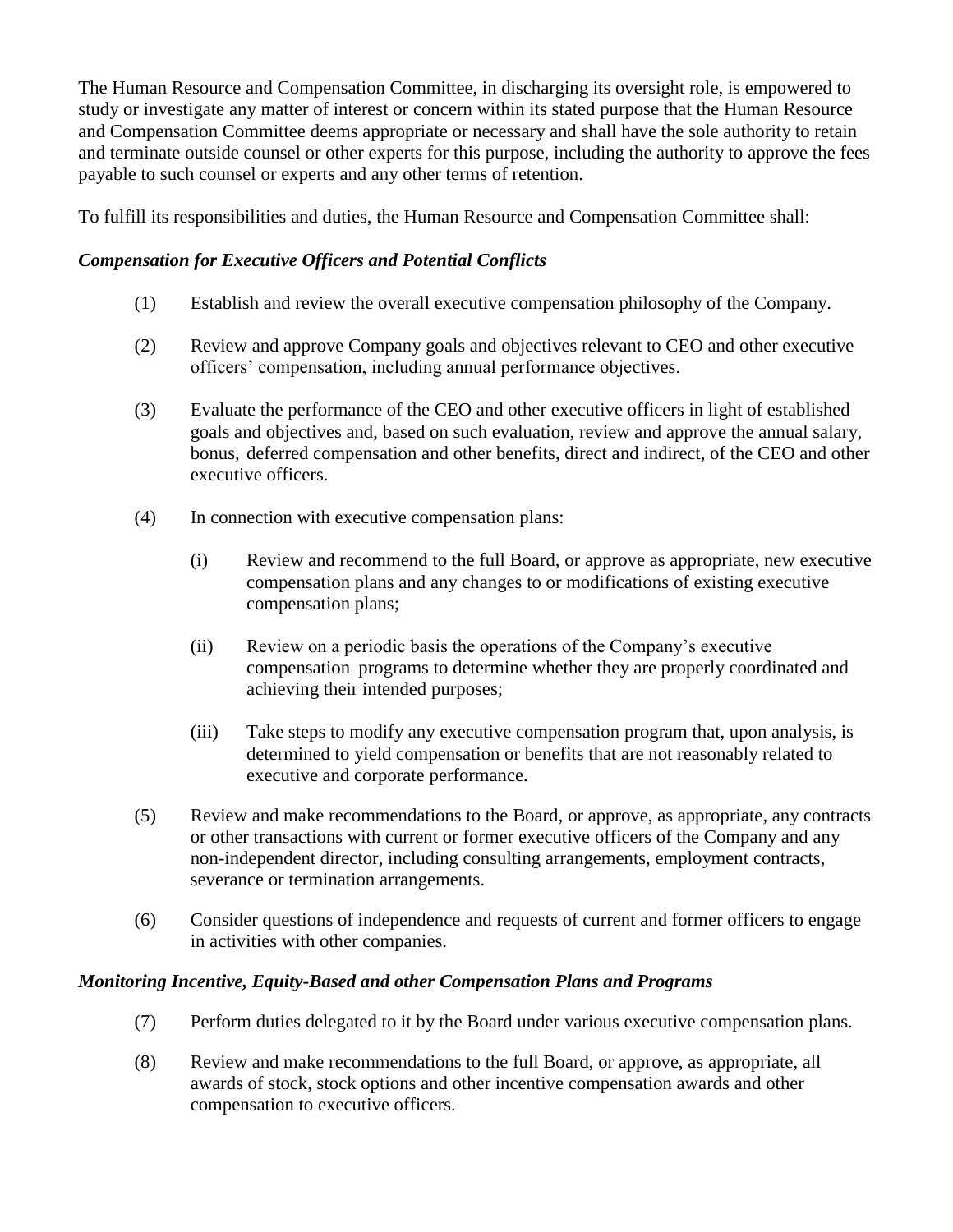The Human Resource and Compensation Committee, in discharging its oversight role, is empowered to study or investigate any matter of interest or concern within its stated purpose that the Human Resource and Compensation Committee deems appropriate or necessary and shall have the sole authority to retain and terminate outside counsel or other experts for this purpose, including the authority to approve the fees payable to such counsel or experts and any other terms of retention.

To fulfill its responsibilities and duties, the Human Resource and Compensation Committee shall:

***Compensation for Executive Officers and Potential Conflicts***

(1) Establish and review the overall executive compensation philosophy of the Company.

(2) Review and approve Company goals and objectives relevant to CEO and other executive officers' compensation, including annual performance objectives.

(3) Evaluate the performance of the CEO and other executive officers in light of established goals and objectives and, based on such evaluation, review and approve the annual salary, bonus, deferred compensation and other benefits, direct and indirect, of the CEO and other executive officers.

(4) In connection with executive compensation plans:

  (i) Review and recommend to the full Board, or approve as appropriate, new executive compensation plans and any changes to or modifications of existing executive compensation plans;

  (ii) Review on a periodic basis the operations of the Company's executive compensation programs to determine whether they are properly coordinated and achieving their intended purposes;

  (iii) Take steps to modify any executive compensation program that, upon analysis, is determined to yield compensation or benefits that are not reasonably related to executive and corporate performance.

(5) Review and make recommendations to the Board, or approve, as appropriate, any contracts or other transactions with current or former executive officers of the Company and any non-independent director, including consulting arrangements, employment contracts, severance or termination arrangements.

(6) Consider questions of independence and requests of current and former officers to engage in activities with other companies.

***Monitoring Incentive, Equity-Based and other Compensation Plans and Programs***

(7) Perform duties delegated to it by the Board under various executive compensation plans.

(8) Review and make recommendations to the full Board, or approve, as appropriate, all awards of stock, stock options and other incentive compensation awards and other compensation to executive officers.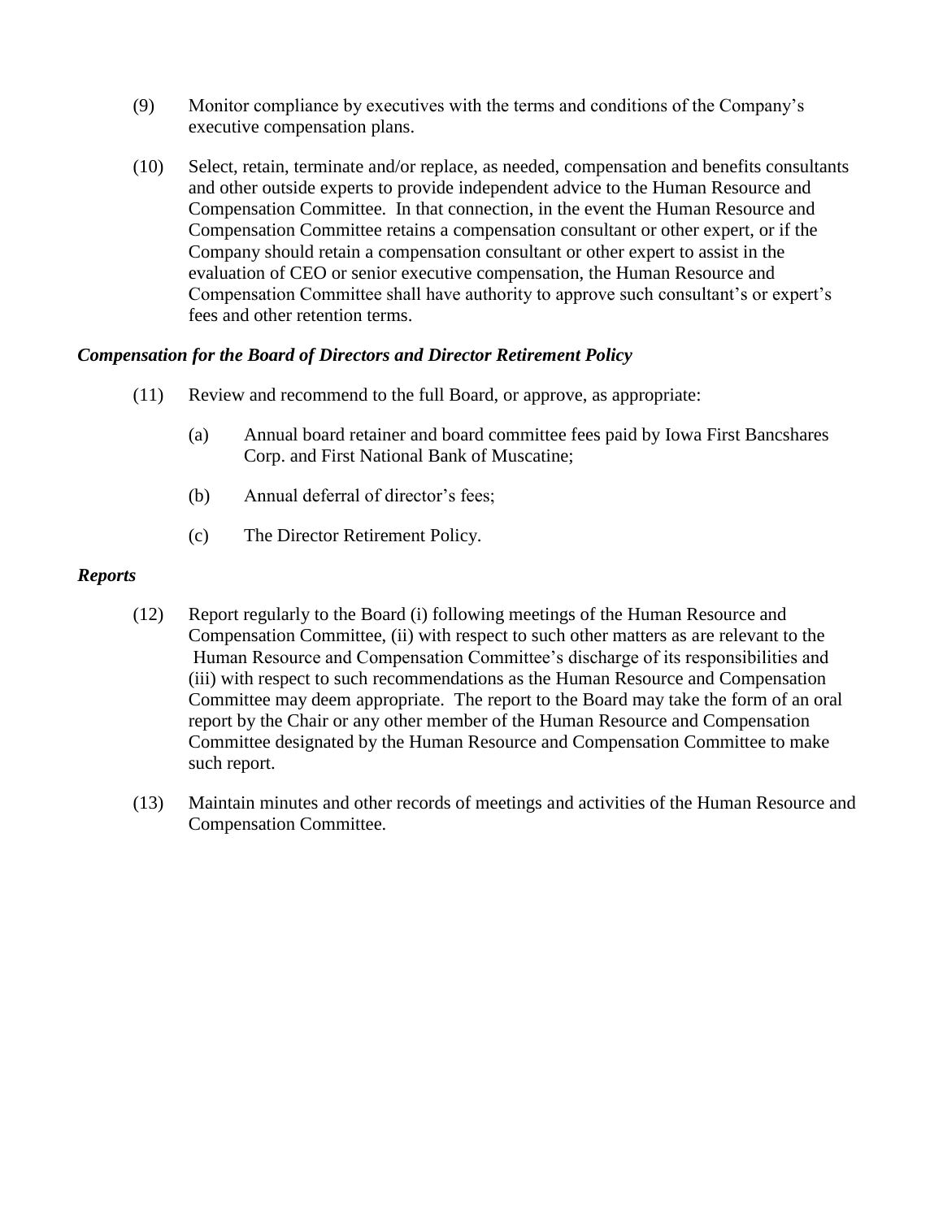(9) Monitor compliance by executives with the terms and conditions of the Company's executive compensation plans.

(10) Select, retain, terminate and/or replace, as needed, compensation and benefits consultants and other outside experts to provide independent advice to the Human Resource and Compensation Committee. In that connection, in the event the Human Resource and Compensation Committee retains a compensation consultant or other expert, or if the Company should retain a compensation consultant or other expert to assist in the evaluation of CEO or senior executive compensation, the Human Resource and Compensation Committee shall have authority to approve such consultant's or expert's fees and other retention terms.

***Compensation for the Board of Directors and Director Retirement Policy***

(11) Review and recommend to the full Board, or approve, as appropriate:

(a) Annual board retainer and board committee fees paid by Iowa First Bancshares Corp. and First National Bank of Muscatine;

(b) Annual deferral of director's fees;

(c) The Director Retirement Policy.

***Reports***

(12) Report regularly to the Board (i) following meetings of the Human Resource and Compensation Committee, (ii) with respect to such other matters as are relevant to the Human Resource and Compensation Committee's discharge of its responsibilities and (iii) with respect to such recommendations as the Human Resource and Compensation Committee may deem appropriate. The report to the Board may take the form of an oral report by the Chair or any other member of the Human Resource and Compensation Committee designated by the Human Resource and Compensation Committee to make such report.

(13) Maintain minutes and other records of meetings and activities of the Human Resource and Compensation Committee.